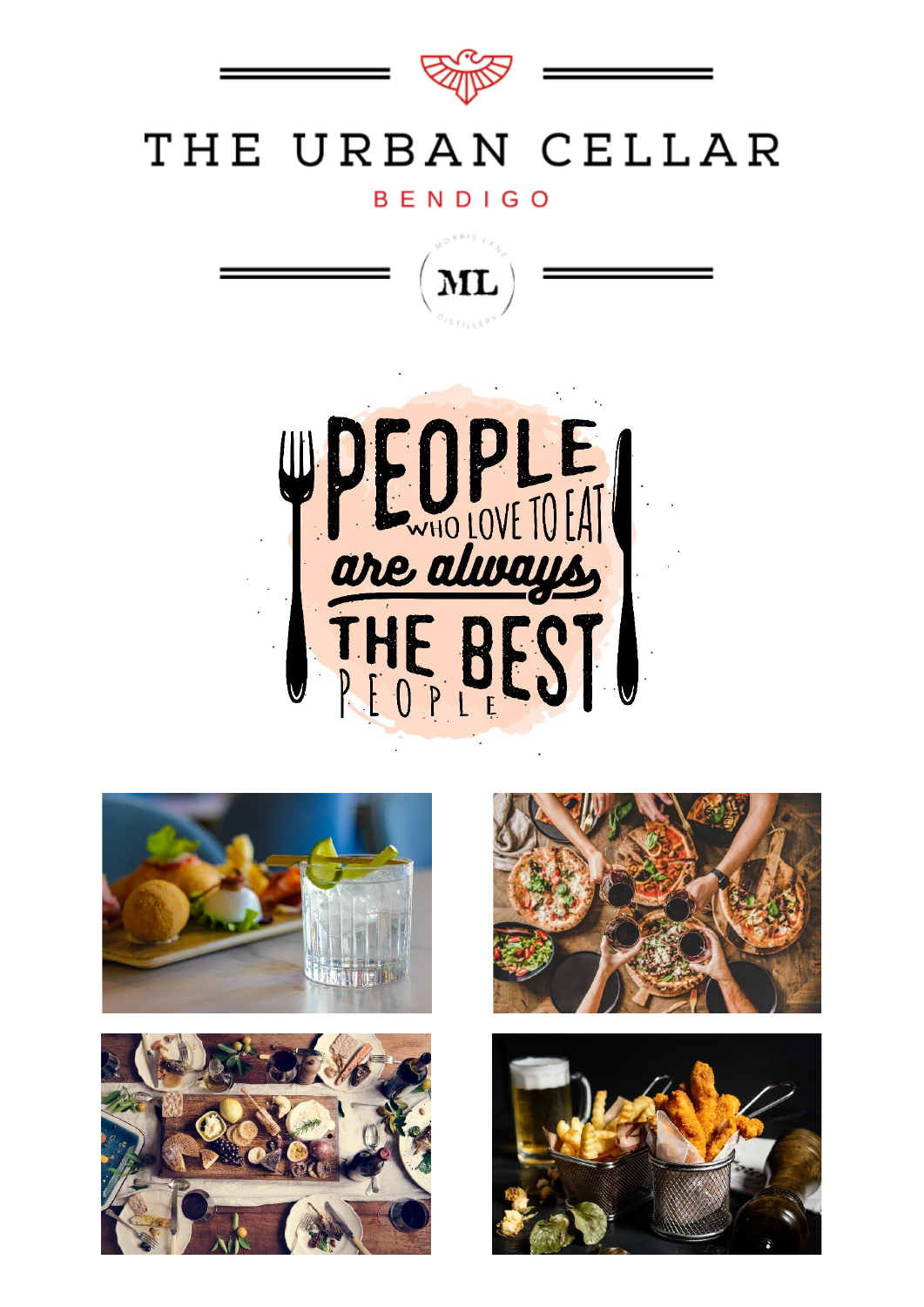# THE URBAN CELLAR

BENDIGO

MORRIS LANE
ML
DISTILLERY

PEOPLE WHO LOVE TO EAT *are always* THE BEST PEOPLE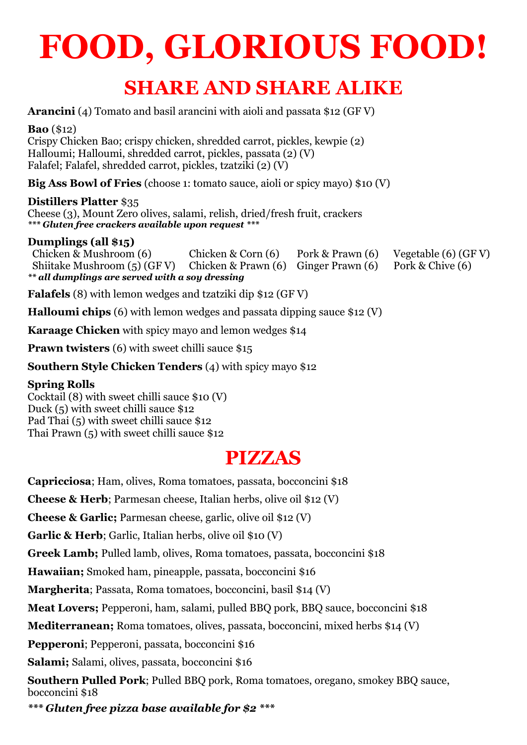# FOOD, GLORIOUS FOOD!

## SHARE AND SHARE ALIKE

**Arancini** (4) Tomato and basil arancini with aioli and passata $12 (GF V)

**Bao** ($12)
Crispy Chicken Bao; crispy chicken, shredded carrot, pickles, kewpie (2)
Halloumi; Halloumi, shredded carrot, pickles, passata (2) (V)
Falafel; Falafel, shredded carrot, pickles, tzatziki (2) (V)

**Big Ass Bowl of Fries** (choose 1: tomato sauce, aioli or spicy mayo) $10 (V)

**Distillers Platter** $35
Cheese (3), Mount Zero olives, salami, relish, dried/fresh fruit, crackers
***\*\*\* Gluten free crackers available upon request \*\*\****

**Dumplings (all $15)**

| | | | |
|---|---|---|---|
| Chicken & Mushroom (6) | Chicken & Corn (6) | Pork & Prawn (6) | Vegetable (6) (GF V) |
| Shiitake Mushroom (5) (GF V) | Chicken & Prawn (6) | Ginger Prawn (6) | Pork & Chive (6) |

***\*\* all dumplings are served with a soy dressing***

**Falafels** (8) with lemon wedges and tzatziki dip $12 (GF V)

**Halloumi chips** (6) with lemon wedges and passata dipping sauce $12 (V)

**Karaage Chicken** with spicy mayo and lemon wedges $14

**Prawn twisters** (6) with sweet chilli sauce $15

**Southern Style Chicken Tenders** (4) with spicy mayo $12

**Spring Rolls**
Cocktail (8) with sweet chilli sauce $10 (V)
Duck (5) with sweet chilli sauce $12
Pad Thai (5) with sweet chilli sauce $12
Thai Prawn (5) with sweet chilli sauce $12

## PIZZAS

**Capricciosa**; Ham, olives, Roma tomatoes, passata, bocconcini $18

**Cheese & Herb**; Parmesan cheese, Italian herbs, olive oil $12 (V)

**Cheese & Garlic;** Parmesan cheese, garlic, olive oil $12 (V)

**Garlic & Herb**; Garlic, Italian herbs, olive oil $10 (V)

**Greek Lamb;** Pulled lamb, olives, Roma tomatoes, passata, bocconcini $18

**Hawaiian;** Smoked ham, pineapple, passata, bocconcini $16

**Margherita**; Passata, Roma tomatoes, bocconcini, basil $14 (V)

**Meat Lovers;** Pepperoni, ham, salami, pulled BBQ pork, BBQ sauce, bocconcini $18

**Mediterranean;** Roma tomatoes, olives, passata, bocconcini, mixed herbs $14 (V)

**Pepperoni**; Pepperoni, passata, bocconcini $16

**Salami;** Salami, olives, passata, bocconcini $16

**Southern Pulled Pork**; Pulled BBQ pork, Roma tomatoes, oregano, smokey BBQ sauce, bocconcini $18

***\*\*\* Gluten free pizza base available for $2 \*\*\****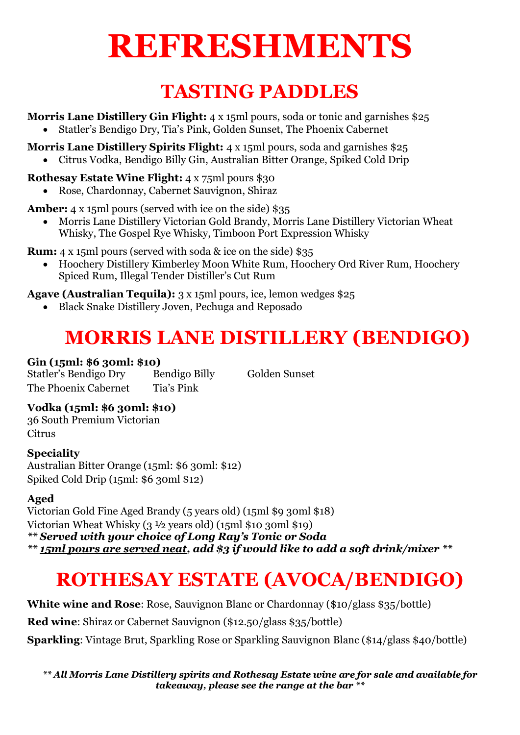# REFRESHMENTS

## TASTING PADDLES

**Morris Lane Distillery Gin Flight:** 4 x 15ml pours, soda or tonic and garnishes $25

- Statler's Bendigo Dry, Tia's Pink, Golden Sunset, The Phoenix Cabernet

**Morris Lane Distillery Spirits Flight:** 4 x 15ml pours, soda and garnishes $25

- Citrus Vodka, Bendigo Billy Gin, Australian Bitter Orange, Spiked Cold Drip

**Rothesay Estate Wine Flight:** 4 x 75ml pours $30

- Rose, Chardonnay, Cabernet Sauvignon, Shiraz

**Amber:** 4 x 15ml pours (served with ice on the side) $35

- Morris Lane Distillery Victorian Gold Brandy, Morris Lane Distillery Victorian Wheat Whisky, The Gospel Rye Whisky, Timboon Port Expression Whisky

**Rum:** 4 x 15ml pours (served with soda & ice on the side) $35

- Hoochery Distillery Kimberley Moon White Rum, Hoochery Ord River Rum, Hoochery Spiced Rum, Illegal Tender Distiller's Cut Rum

**Agave (Australian Tequila):** 3 x 15ml pours, ice, lemon wedges $25

- Black Snake Distillery Joven, Pechuga and Reposado

## MORRIS LANE DISTILLERY (BENDIGO)

**Gin (15ml: $6 30ml: $10)**

Statler's Bendigo Dry
Bendigo Billy
Golden Sunset
The Phoenix Cabernet
Tia's Pink

**Vodka (15ml: $6 30ml: $10)**

36 South Premium Victorian
Citrus

**Speciality**

Australian Bitter Orange (15ml: $6 30ml: $12)
Spiked Cold Drip (15ml: $6 30ml $12)

**Aged**

Victorian Gold Fine Aged Brandy (5 years old) (15ml $9 30ml $18)
Victorian Wheat Whisky (3 ½ years old) (15ml $10 30ml $19)

***\*\* Served with your choice of Long Ray's Tonic or Soda***

***\*\* <u>15ml pours are served neat</u>, add $3 if would like to add a soft drink/mixer \*\****

## ROTHESAY ESTATE (AVOCA/BENDIGO)

**White wine and Rose**: Rose, Sauvignon Blanc or Chardonnay ($10/glass $35/bottle)

**Red wine**: Shiraz or Cabernet Sauvignon ($12.50/glass $35/bottle)

**Sparkling**: Vintage Brut, Sparkling Rose or Sparkling Sauvignon Blanc ($14/glass $40/bottle)

***\*\* All Morris Lane Distillery spirits and Rothesay Estate wine are for sale and available for takeaway, please see the range at the bar \*\****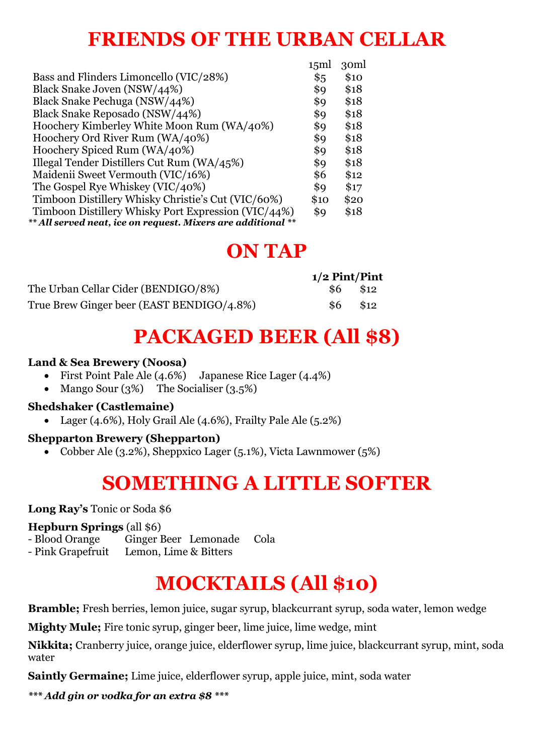# FRIENDS OF THE URBAN CELLAR

| | 15ml | 30ml |
|---|---|---|
| Bass and Flinders Limoncello (VIC/28%) | $5 | $10 |
| Black Snake Joven (NSW/44%) | $9 | $18 |
| Black Snake Pechuga (NSW/44%) | $9 | $18 |
| Black Snake Reposado (NSW/44%) | $9 | $18 |
| Hoochery Kimberley White Moon Rum (WA/40%) | $9 | $18 |
| Hoochery Ord River Rum (WA/40%) | $9 | $18 |
| Hoochery Spiced Rum (WA/40%) | $9 | $18 |
| Illegal Tender Distillers Cut Rum (WA/45%) | $9 | $18 |
| Maidenii Sweet Vermouth (VIC/16%) | $6 | $12 |
| The Gospel Rye Whiskey (VIC/40%) | $9 | $17 |
| Timboon Distillery Whisky Christie's Cut (VIC/60%) | $10 | $20 |
| Timboon Distillery Whisky Port Expression (VIC/44%) | $9 | $18 |

***** All served neat, ice on request. Mixers are additional *****

# ON TAP

| | 1/2 Pint | Pint |
|---|---|---|
| The Urban Cellar Cider (BENDIGO/8%) | $6 | $12 |
| True Brew Ginger beer (EAST BENDIGO/4.8%) | $6 | $12 |

# PACKAGED BEER (All $8)

**Land & Sea Brewery (Noosa)**
- First Point Pale Ale (4.6%) Japanese Rice Lager (4.4%)
- Mango Sour (3%) The Socialiser (3.5%)

**Shedshaker (Castlemaine)**
- Lager (4.6%), Holy Grail Ale (4.6%), Frailty Pale Ale (5.2%)

**Shepparton Brewery (Shepparton)**
- Cobber Ale (3.2%), Sheppxico Lager (5.1%), Victa Lawnmower (5%)

# SOMETHING A LITTLE SOFTER

**Long Ray's** Tonic or Soda $6

**Hepburn Springs** (all $6)
- Blood Orange Ginger Beer Lemonade Cola
- Pink Grapefruit Lemon, Lime & Bitters

# MOCKTAILS (All $10)

**Bramble;** Fresh berries, lemon juice, sugar syrup, blackcurrant syrup, soda water, lemon wedge

**Mighty Mule;** Fire tonic syrup, ginger beer, lime juice, lime wedge, mint

**Nikkita;** Cranberry juice, orange juice, elderflower syrup, lime juice, blackcurrant syrup, mint, soda water

**Saintly Germaine;** Lime juice, elderflower syrup, apple juice, mint, soda water

****** Add gin or vodka for an extra $8 ******